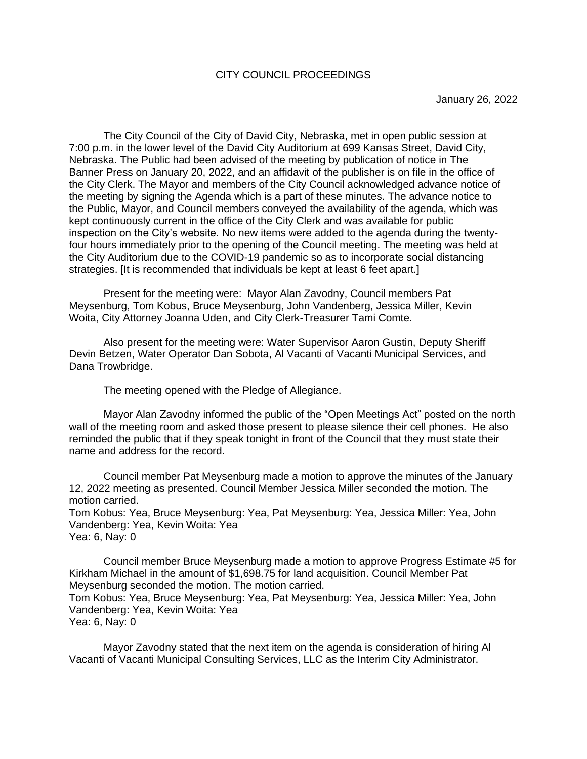# CITY COUNCIL PROCEEDINGS

January 26, 2022

The City Council of the City of David City, Nebraska, met in open public session at 7:00 p.m. in the lower level of the David City Auditorium at 699 Kansas Street, David City, Nebraska. The Public had been advised of the meeting by publication of notice in The Banner Press on January 20, 2022, and an affidavit of the publisher is on file in the office of the City Clerk. The Mayor and members of the City Council acknowledged advance notice of the meeting by signing the Agenda which is a part of these minutes. The advance notice to the Public, Mayor, and Council members conveyed the availability of the agenda, which was kept continuously current in the office of the City Clerk and was available for public inspection on the City's website. No new items were added to the agenda during the twenty-four hours immediately prior to the opening of the Council meeting. The meeting was held at the City Auditorium due to the COVID-19 pandemic so as to incorporate social distancing strategies. [It is recommended that individuals be kept at least 6 feet apart.]

Present for the meeting were: Mayor Alan Zavodny, Council members Pat Meysenburg, Tom Kobus, Bruce Meysenburg, John Vandenberg, Jessica Miller, Kevin Woita, City Attorney Joanna Uden, and City Clerk-Treasurer Tami Comte.

Also present for the meeting were: Water Supervisor Aaron Gustin, Deputy Sheriff Devin Betzen, Water Operator Dan Sobota, Al Vacanti of Vacanti Municipal Services, and Dana Trowbridge.

The meeting opened with the Pledge of Allegiance.

Mayor Alan Zavodny informed the public of the "Open Meetings Act" posted on the north wall of the meeting room and asked those present to please silence their cell phones. He also reminded the public that if they speak tonight in front of the Council that they must state their name and address for the record.

Council member Pat Meysenburg made a motion to approve the minutes of the January 12, 2022 meeting as presented. Council Member Jessica Miller seconded the motion. The motion carried.
Tom Kobus: Yea, Bruce Meysenburg: Yea, Pat Meysenburg: Yea, Jessica Miller: Yea, John Vandenberg: Yea, Kevin Woita: Yea
Yea: 6, Nay: 0

Council member Bruce Meysenburg made a motion to approve Progress Estimate #5 for Kirkham Michael in the amount of $1,698.75 for land acquisition. Council Member Pat Meysenburg seconded the motion. The motion carried.
Tom Kobus: Yea, Bruce Meysenburg: Yea, Pat Meysenburg: Yea, Jessica Miller: Yea, John Vandenberg: Yea, Kevin Woita: Yea
Yea: 6, Nay: 0

Mayor Zavodny stated that the next item on the agenda is consideration of hiring Al Vacanti of Vacanti Municipal Consulting Services, LLC as the Interim City Administrator.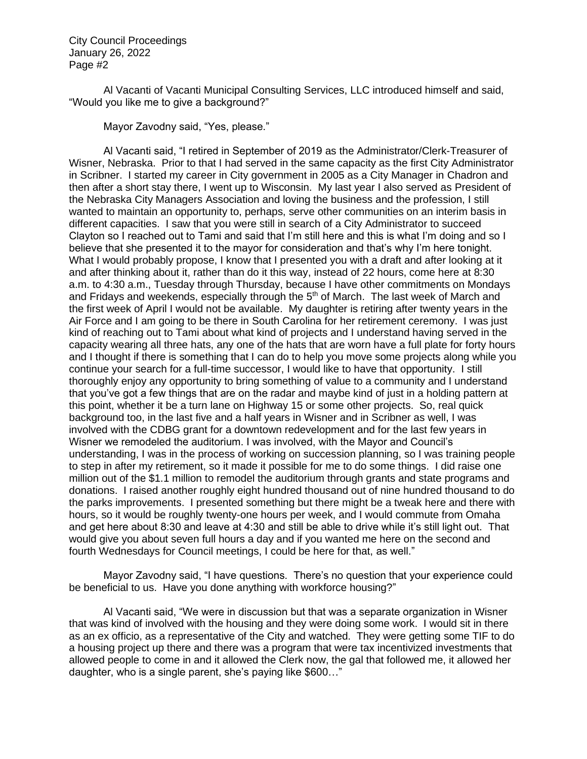Al Vacanti of Vacanti Municipal Consulting Services, LLC introduced himself and said, "Would you like me to give a background?"

Mayor Zavodny said, "Yes, please."

Al Vacanti said, "I retired in September of 2019 as the Administrator/Clerk-Treasurer of Wisner, Nebraska. Prior to that I had served in the same capacity as the first City Administrator in Scribner. I started my career in City government in 2005 as a City Manager in Chadron and then after a short stay there, I went up to Wisconsin. My last year I also served as President of the Nebraska City Managers Association and loving the business and the profession, I still wanted to maintain an opportunity to, perhaps, serve other communities on an interim basis in different capacities. I saw that you were still in search of a City Administrator to succeed Clayton so I reached out to Tami and said that I'm still here and this is what I'm doing and so I believe that she presented it to the mayor for consideration and that's why I'm here tonight. What I would probably propose, I know that I presented you with a draft and after looking at it and after thinking about it, rather than do it this way, instead of 22 hours, come here at 8:30 a.m. to 4:30 a.m., Tuesday through Thursday, because I have other commitments on Mondays and Fridays and weekends, especially through the 5th of March. The last week of March and the first week of April I would not be available. My daughter is retiring after twenty years in the Air Force and I am going to be there in South Carolina for her retirement ceremony. I was just kind of reaching out to Tami about what kind of projects and I understand having served in the capacity wearing all three hats, any one of the hats that are worn have a full plate for forty hours and I thought if there is something that I can do to help you move some projects along while you continue your search for a full-time successor, I would like to have that opportunity. I still thoroughly enjoy any opportunity to bring something of value to a community and I understand that you've got a few things that are on the radar and maybe kind of just in a holding pattern at this point, whether it be a turn lane on Highway 15 or some other projects. So, real quick background too, in the last five and a half years in Wisner and in Scribner as well, I was involved with the CDBG grant for a downtown redevelopment and for the last few years in Wisner we remodeled the auditorium. I was involved, with the Mayor and Council's understanding, I was in the process of working on succession planning, so I was training people to step in after my retirement, so it made it possible for me to do some things. I did raise one million out of the $1.1 million to remodel the auditorium through grants and state programs and donations. I raised another roughly eight hundred thousand out of nine hundred thousand to do the parks improvements. I presented something but there might be a tweak here and there with hours, so it would be roughly twenty-one hours per week, and I would commute from Omaha and get here about 8:30 and leave at 4:30 and still be able to drive while it's still light out. That would give you about seven full hours a day and if you wanted me here on the second and fourth Wednesdays for Council meetings, I could be here for that, as well."

Mayor Zavodny said, "I have questions. There's no question that your experience could be beneficial to us. Have you done anything with workforce housing?"

Al Vacanti said, "We were in discussion but that was a separate organization in Wisner that was kind of involved with the housing and they were doing some work. I would sit in there as an ex officio, as a representative of the City and watched. They were getting some TIF to do a housing project up there and there was a program that were tax incentivized investments that allowed people to come in and it allowed the Clerk now, the gal that followed me, it allowed her daughter, who is a single parent, she's paying like $600…"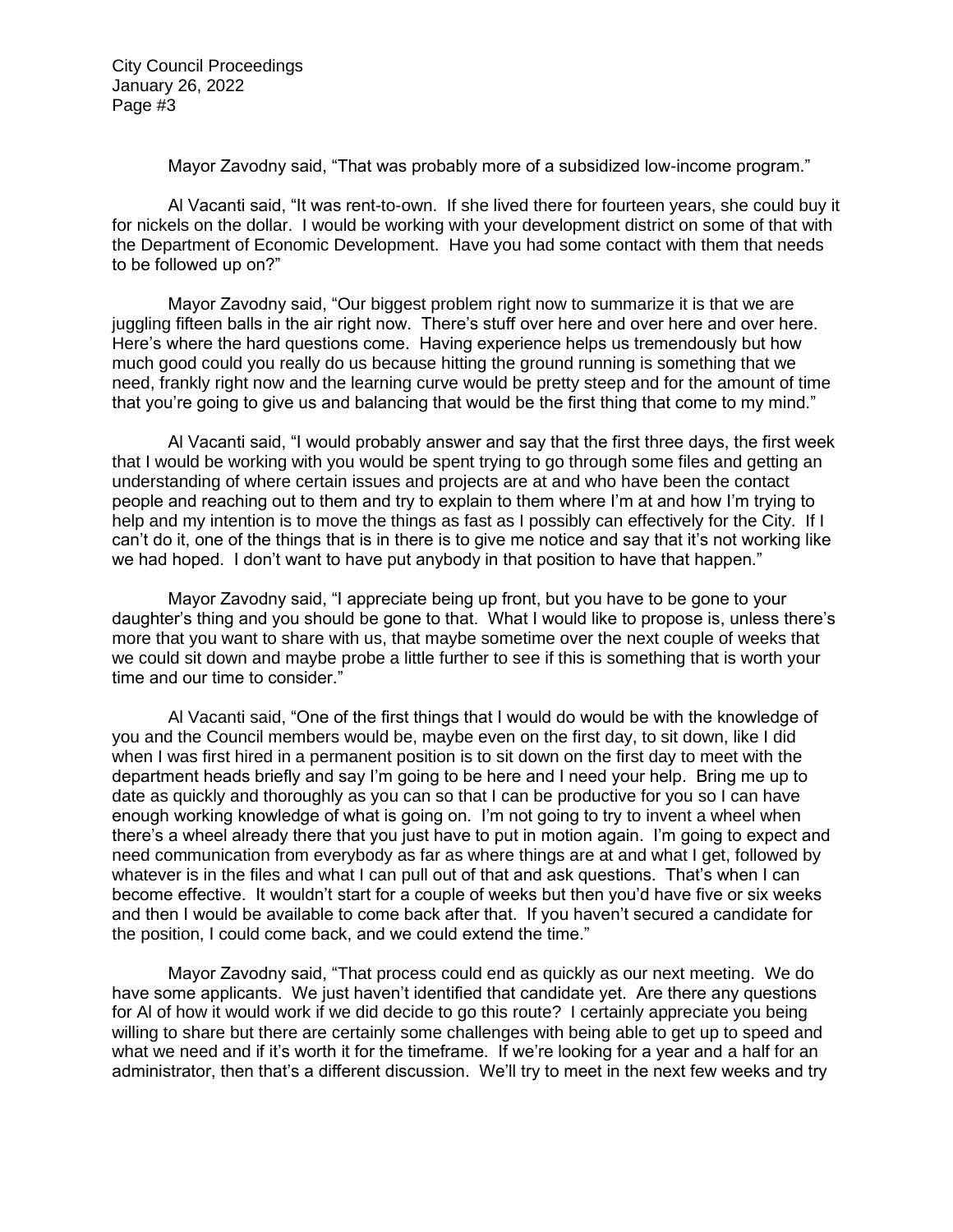Mayor Zavodny said, “That was probably more of a subsidized low-income program.”

Al Vacanti said, “It was rent-to-own. If she lived there for fourteen years, she could buy it for nickels on the dollar. I would be working with your development district on some of that with the Department of Economic Development. Have you had some contact with them that needs to be followed up on?”

Mayor Zavodny said, “Our biggest problem right now to summarize it is that we are juggling fifteen balls in the air right now. There’s stuff over here and over here and over here. Here’s where the hard questions come. Having experience helps us tremendously but how much good could you really do us because hitting the ground running is something that we need, frankly right now and the learning curve would be pretty steep and for the amount of time that you’re going to give us and balancing that would be the first thing that come to my mind.”

Al Vacanti said, “I would probably answer and say that the first three days, the first week that I would be working with you would be spent trying to go through some files and getting an understanding of where certain issues and projects are at and who have been the contact people and reaching out to them and try to explain to them where I’m at and how I’m trying to help and my intention is to move the things as fast as I possibly can effectively for the City. If I can’t do it, one of the things that is in there is to give me notice and say that it’s not working like we had hoped. I don’t want to have put anybody in that position to have that happen.”

Mayor Zavodny said, “I appreciate being up front, but you have to be gone to your daughter’s thing and you should be gone to that. What I would like to propose is, unless there’s more that you want to share with us, that maybe sometime over the next couple of weeks that we could sit down and maybe probe a little further to see if this is something that is worth your time and our time to consider.”

Al Vacanti said, “One of the first things that I would do would be with the knowledge of you and the Council members would be, maybe even on the first day, to sit down, like I did when I was first hired in a permanent position is to sit down on the first day to meet with the department heads briefly and say I’m going to be here and I need your help. Bring me up to date as quickly and thoroughly as you can so that I can be productive for you so I can have enough working knowledge of what is going on. I’m not going to try to invent a wheel when there’s a wheel already there that you just have to put in motion again. I’m going to expect and need communication from everybody as far as where things are at and what I get, followed by whatever is in the files and what I can pull out of that and ask questions. That’s when I can become effective. It wouldn’t start for a couple of weeks but then you’d have five or six weeks and then I would be available to come back after that. If you haven’t secured a candidate for the position, I could come back, and we could extend the time.”

Mayor Zavodny said, “That process could end as quickly as our next meeting. We do have some applicants. We just haven’t identified that candidate yet. Are there any questions for Al of how it would work if we did decide to go this route? I certainly appreciate you being willing to share but there are certainly some challenges with being able to get up to speed and what we need and if it’s worth it for the timeframe. If we’re looking for a year and a half for an administrator, then that’s a different discussion. We’ll try to meet in the next few weeks and try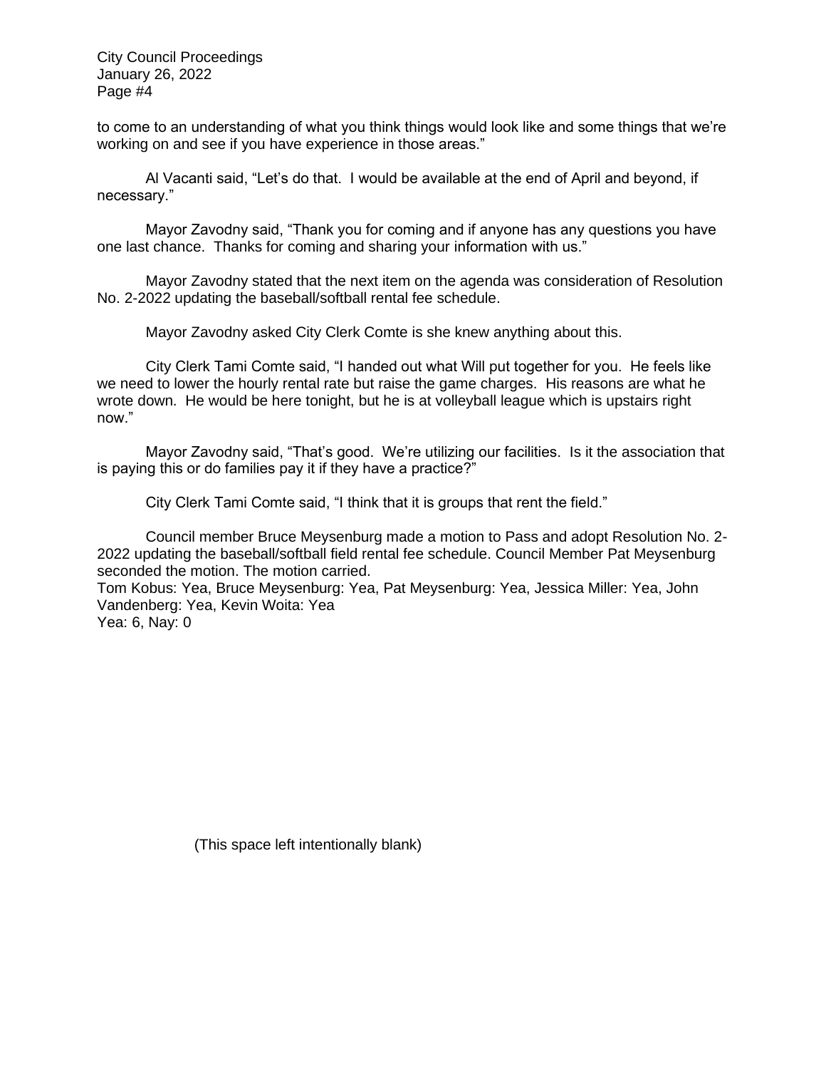to come to an understanding of what you think things would look like and some things that we're working on and see if you have experience in those areas."

Al Vacanti said, "Let's do that. I would be available at the end of April and beyond, if necessary."

Mayor Zavodny said, "Thank you for coming and if anyone has any questions you have one last chance. Thanks for coming and sharing your information with us."

Mayor Zavodny stated that the next item on the agenda was consideration of Resolution No. 2-2022 updating the baseball/softball rental fee schedule.

Mayor Zavodny asked City Clerk Comte is she knew anything about this.

City Clerk Tami Comte said, "I handed out what Will put together for you. He feels like we need to lower the hourly rental rate but raise the game charges. His reasons are what he wrote down. He would be here tonight, but he is at volleyball league which is upstairs right now."

Mayor Zavodny said, "That's good. We're utilizing our facilities. Is it the association that is paying this or do families pay it if they have a practice?"

City Clerk Tami Comte said, "I think that it is groups that rent the field."

Council member Bruce Meysenburg made a motion to Pass and adopt Resolution No. 2-2022 updating the baseball/softball field rental fee schedule. Council Member Pat Meysenburg seconded the motion. The motion carried.
Tom Kobus: Yea, Bruce Meysenburg: Yea, Pat Meysenburg: Yea, Jessica Miller: Yea, John Vandenberg: Yea, Kevin Woita: Yea
Yea: 6, Nay: 0

(This space left intentionally blank)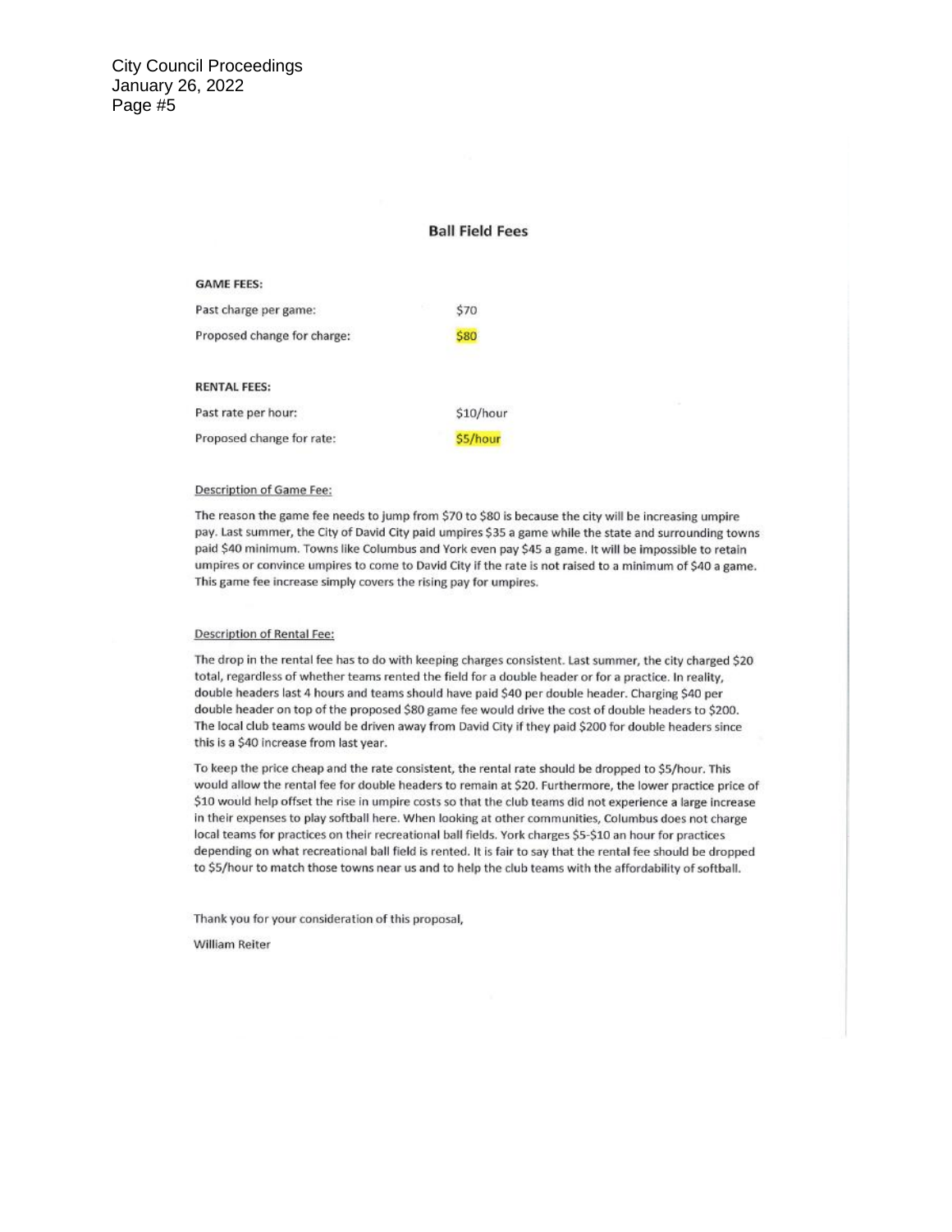## Ball Field Fees

**GAME FEES:**

| | |
|---|---|
| Past charge per game: | $70 |
| Proposed change for charge: | $80 |

**RENTAL FEES:**

| | |
|---|---|
| Past rate per hour: | $10/hour |
| Proposed change for rate: | $5/hour |

Description of Game Fee:

The reason the game fee needs to jump from $70 to $80 is because the city will be increasing umpire pay. Last summer, the City of David City paid umpires $35 a game while the state and surrounding towns paid $40 minimum. Towns like Columbus and York even pay $45 a game. It will be impossible to retain umpires or convince umpires to come to David City if the rate is not raised to a minimum of $40 a game. This game fee increase simply covers the rising pay for umpires.

Description of Rental Fee:

The drop in the rental fee has to do with keeping charges consistent. Last summer, the city charged $20 total, regardless of whether teams rented the field for a double header or for a practice. In reality, double headers last 4 hours and teams should have paid $40 per double header. Charging $40 per double header on top of the proposed $80 game fee would drive the cost of double headers to $200. The local club teams would be driven away from David City if they paid $200 for double headers since this is a $40 increase from last year.

To keep the price cheap and the rate consistent, the rental rate should be dropped to $5/hour. This would allow the rental fee for double headers to remain at $20. Furthermore, the lower practice price of $10 would help offset the rise in umpire costs so that the club teams did not experience a large increase in their expenses to play softball here. When looking at other communities, Columbus does not charge local teams for practices on their recreational ball fields. York charges $5-$10 an hour for practices depending on what recreational ball field is rented. It is fair to say that the rental fee should be dropped to $5/hour to match those towns near us and to help the club teams with the affordability of softball.

Thank you for your consideration of this proposal,

William Reiter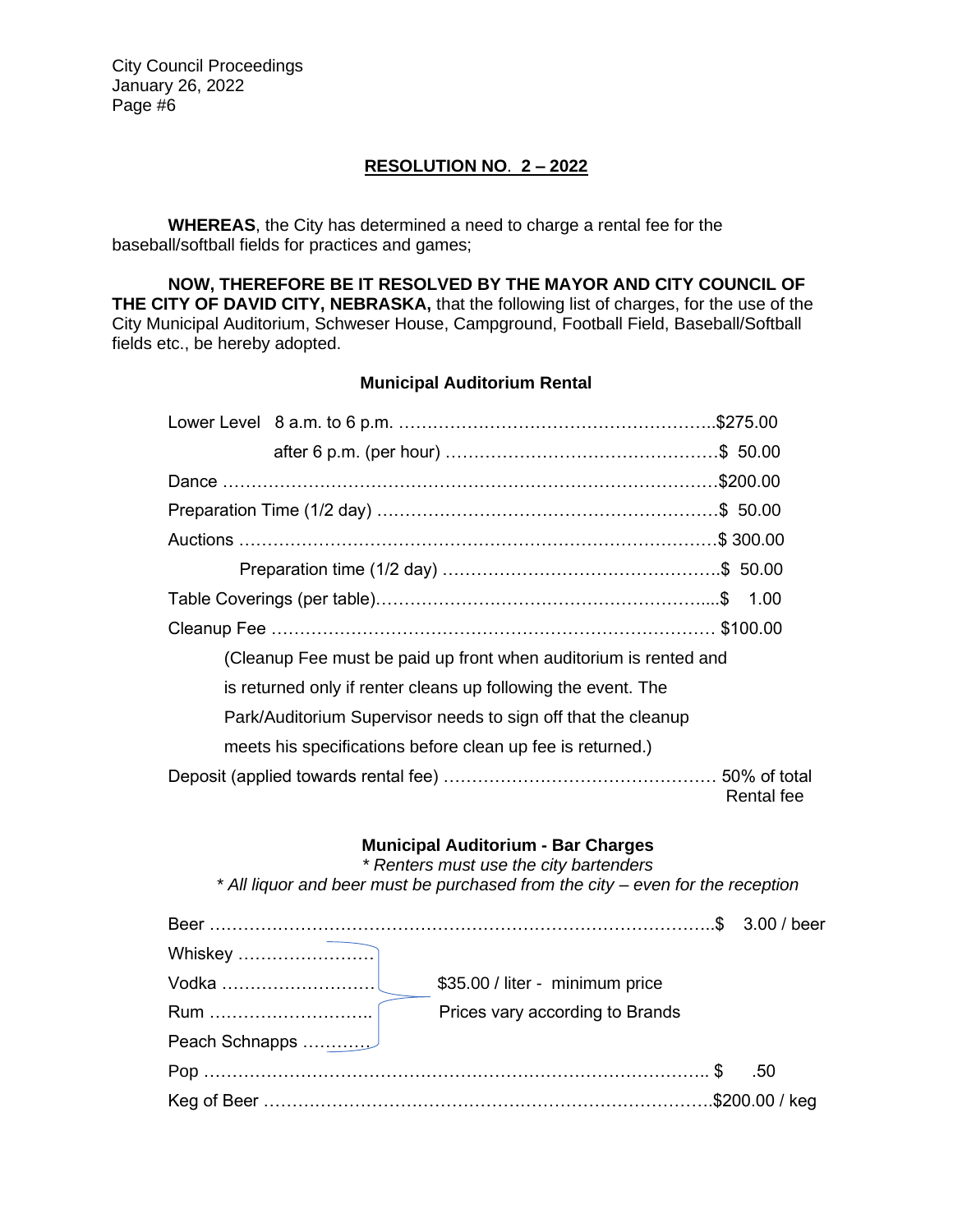## RESOLUTION NO. 2 – 2022

**WHEREAS**, the City has determined a need to charge a rental fee for the baseball/softball fields for practices and games;

**NOW, THEREFORE BE IT RESOLVED BY THE MAYOR AND CITY COUNCIL OF THE CITY OF DAVID CITY, NEBRASKA,** that the following list of charges, for the use of the City Municipal Auditorium, Schweser House, Campground, Football Field, Baseball/Softball fields etc., be hereby adopted.

### Municipal Auditorium Rental

| Item | Charge |
|---|---|
| Lower Level 8 a.m. to 6 p.m. | $275.00 |
| after 6 p.m. (per hour) | $ 50.00 |
| Dance | $200.00 |
| Preparation Time (1/2 day) | $ 50.00 |
| Auctions | $ 300.00 |
| Preparation time (1/2 day) | $ 50.00 |
| Table Coverings (per table) | $ 1.00 |
| Cleanup Fee | $100.00 |

(Cleanup Fee must be paid up front when auditorium is rented and is returned only if renter cleans up following the event. The Park/Auditorium Supervisor needs to sign off that the cleanup meets his specifications before clean up fee is returned.)

| Item | Charge |
|---|---|
| Deposit (applied towards rental fee) | 50% of total Rental fee |

### Municipal Auditorium - Bar Charges

*\* Renters must use the city bartenders*

*\* All liquor and beer must be purchased from the city – even for the reception*

| Item | Charge |
|---|---|
| Beer | $ 3.00 / beer |
| Whiskey | $35.00 / liter - minimum price; Prices vary according to Brands |
| Vodka | $35.00 / liter - minimum price; Prices vary according to Brands |
| Rum | $35.00 / liter - minimum price; Prices vary according to Brands |
| Peach Schnapps | $35.00 / liter - minimum price; Prices vary according to Brands |
| Pop | $ .50 |
| Keg of Beer | $200.00 / keg |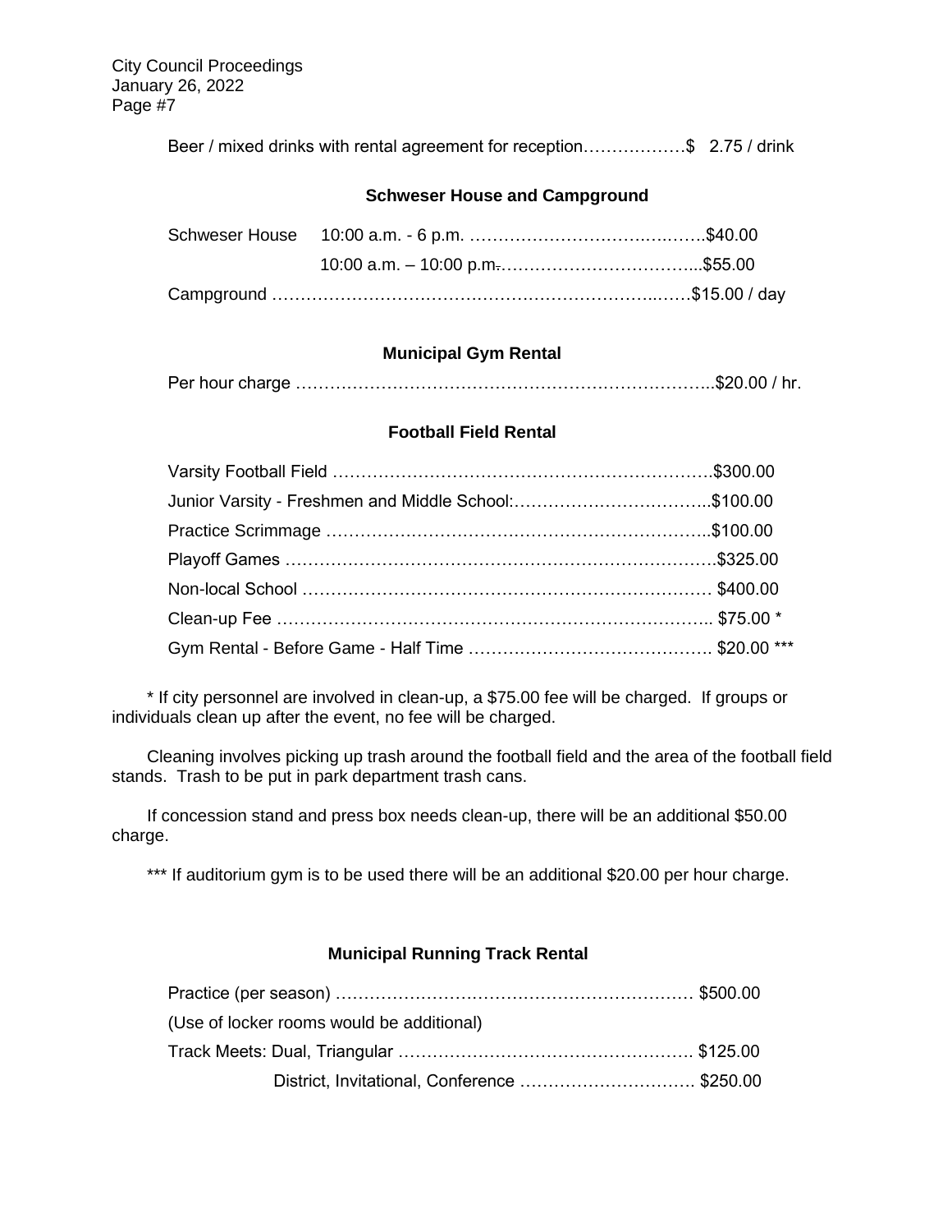Beer / mixed drinks with rental agreement for reception……………… $ 2.75 / drink

### Schweser House and Campground

| | | |
|---|---|---|
| Schweser House | 10:00 a.m. - 6 p.m. | $40.00 |
| | 10:00 a.m. – 10:00 p.m. | $55.00 |
| Campground | | $15.00 / day |

### Municipal Gym Rental

| | |
|---|---|
| Per hour charge | $20.00 / hr. |

### Football Field Rental

| | |
|---|---|
| Varsity Football Field | $300.00 |
| Junior Varsity - Freshmen and Middle School: | $100.00 |
| Practice Scrimmage | $100.00 |
| Playoff Games | $325.00 |
| Non-local School | $400.00 |
| Clean-up Fee | $75.00 * |
| Gym Rental - Before Game - Half Time | $20.00 *** |

* If city personnel are involved in clean-up, a $75.00 fee will be charged. If groups or individuals clean up after the event, no fee will be charged.

Cleaning involves picking up trash around the football field and the area of the football field stands. Trash to be put in park department trash cans.

If concession stand and press box needs clean-up, there will be an additional $50.00 charge.

*** If auditorium gym is to be used there will be an additional $20.00 per hour charge.

### Municipal Running Track Rental

| | |
|---|---|
| Practice (per season) | $500.00 |
| (Use of locker rooms would be additional) | |
| Track Meets: Dual, Triangular | $125.00 |
| District, Invitational, Conference | $250.00 |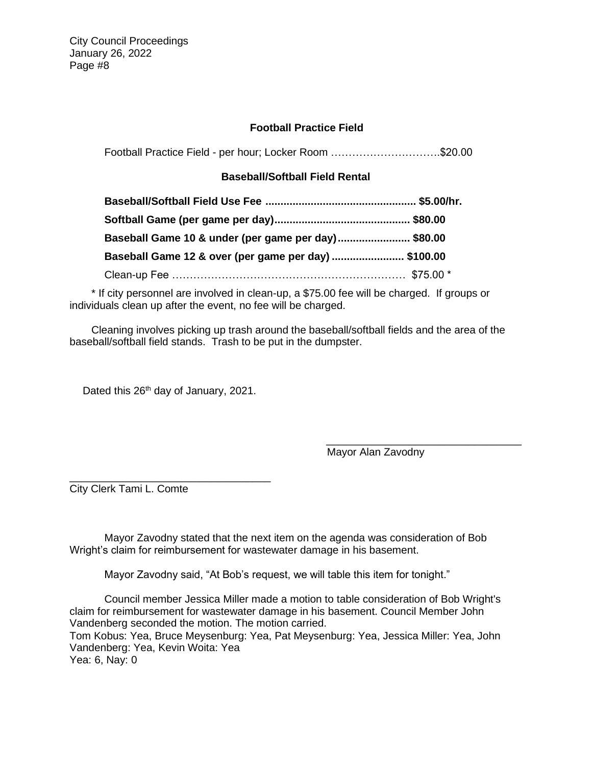### Football Practice Field

Football Practice Field - per hour; Locker Room ………………………….$20.00

### Baseball/Softball Field Rental

**Baseball/Softball Field Use Fee ................................................. $5.00/hr.**

**Softball Game (per game per day)............................................ $80.00**

**Baseball Game 10 & under (per game per day)........................ $80.00**

**Baseball Game 12 & over (per game per day) ........................ $100.00**

Clean-up Fee …………………………………………………………… $75.00 *

\* If city personnel are involved in clean-up, a $75.00 fee will be charged. If groups or individuals clean up after the event, no fee will be charged.

Cleaning involves picking up trash around the baseball/softball fields and the area of the baseball/softball field stands. Trash to be put in the dumpster.

Dated this 26th day of January, 2021.

_________________________________
Mayor Alan Zavodny

_________________________________
City Clerk Tami L. Comte

Mayor Zavodny stated that the next item on the agenda was consideration of Bob Wright's claim for reimbursement for wastewater damage in his basement.

Mayor Zavodny said, "At Bob's request, we will table this item for tonight."

Council member Jessica Miller made a motion to table consideration of Bob Wright's claim for reimbursement for wastewater damage in his basement. Council Member John Vandenberg seconded the motion. The motion carried.
Tom Kobus: Yea, Bruce Meysenburg: Yea, Pat Meysenburg: Yea, Jessica Miller: Yea, John Vandenberg: Yea, Kevin Woita: Yea
Yea: 6, Nay: 0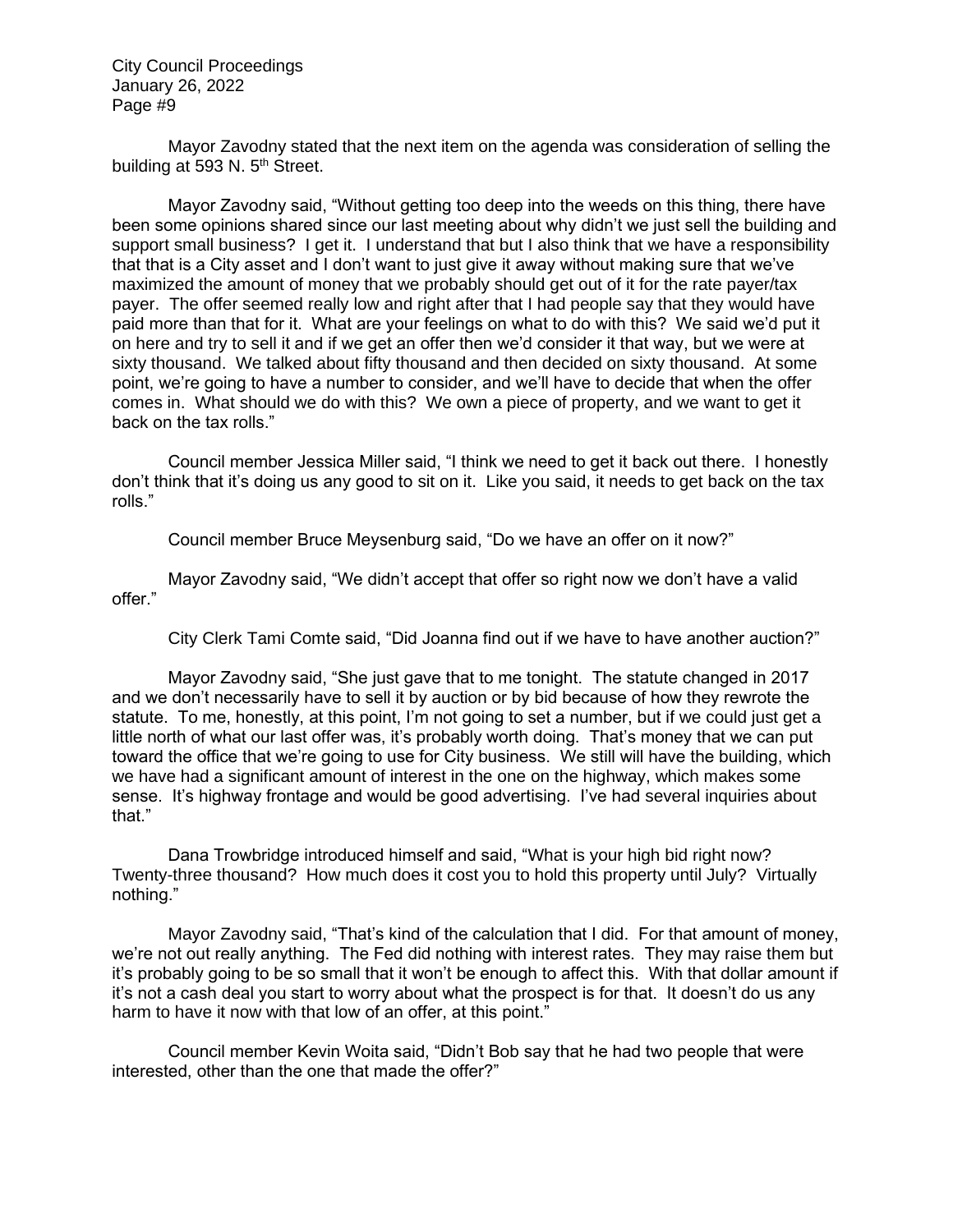Mayor Zavodny stated that the next item on the agenda was consideration of selling the building at 593 N. 5th Street.

Mayor Zavodny said, "Without getting too deep into the weeds on this thing, there have been some opinions shared since our last meeting about why didn't we just sell the building and support small business? I get it. I understand that but I also think that we have a responsibility that that is a City asset and I don't want to just give it away without making sure that we've maximized the amount of money that we probably should get out of it for the rate payer/tax payer. The offer seemed really low and right after that I had people say that they would have paid more than that for it. What are your feelings on what to do with this? We said we'd put it on here and try to sell it and if we get an offer then we'd consider it that way, but we were at sixty thousand. We talked about fifty thousand and then decided on sixty thousand. At some point, we're going to have a number to consider, and we'll have to decide that when the offer comes in. What should we do with this? We own a piece of property, and we want to get it back on the tax rolls."

Council member Jessica Miller said, "I think we need to get it back out there. I honestly don't think that it's doing us any good to sit on it. Like you said, it needs to get back on the tax rolls."

Council member Bruce Meysenburg said, "Do we have an offer on it now?"

Mayor Zavodny said, "We didn't accept that offer so right now we don't have a valid offer."

City Clerk Tami Comte said, "Did Joanna find out if we have to have another auction?"

Mayor Zavodny said, "She just gave that to me tonight. The statute changed in 2017 and we don't necessarily have to sell it by auction or by bid because of how they rewrote the statute. To me, honestly, at this point, I'm not going to set a number, but if we could just get a little north of what our last offer was, it's probably worth doing. That's money that we can put toward the office that we're going to use for City business. We still will have the building, which we have had a significant amount of interest in the one on the highway, which makes some sense. It's highway frontage and would be good advertising. I've had several inquiries about that."

Dana Trowbridge introduced himself and said, "What is your high bid right now? Twenty-three thousand? How much does it cost you to hold this property until July? Virtually nothing."

Mayor Zavodny said, "That's kind of the calculation that I did. For that amount of money, we're not out really anything. The Fed did nothing with interest rates. They may raise them but it's probably going to be so small that it won't be enough to affect this. With that dollar amount if it's not a cash deal you start to worry about what the prospect is for that. It doesn't do us any harm to have it now with that low of an offer, at this point."

Council member Kevin Woita said, "Didn't Bob say that he had two people that were interested, other than the one that made the offer?"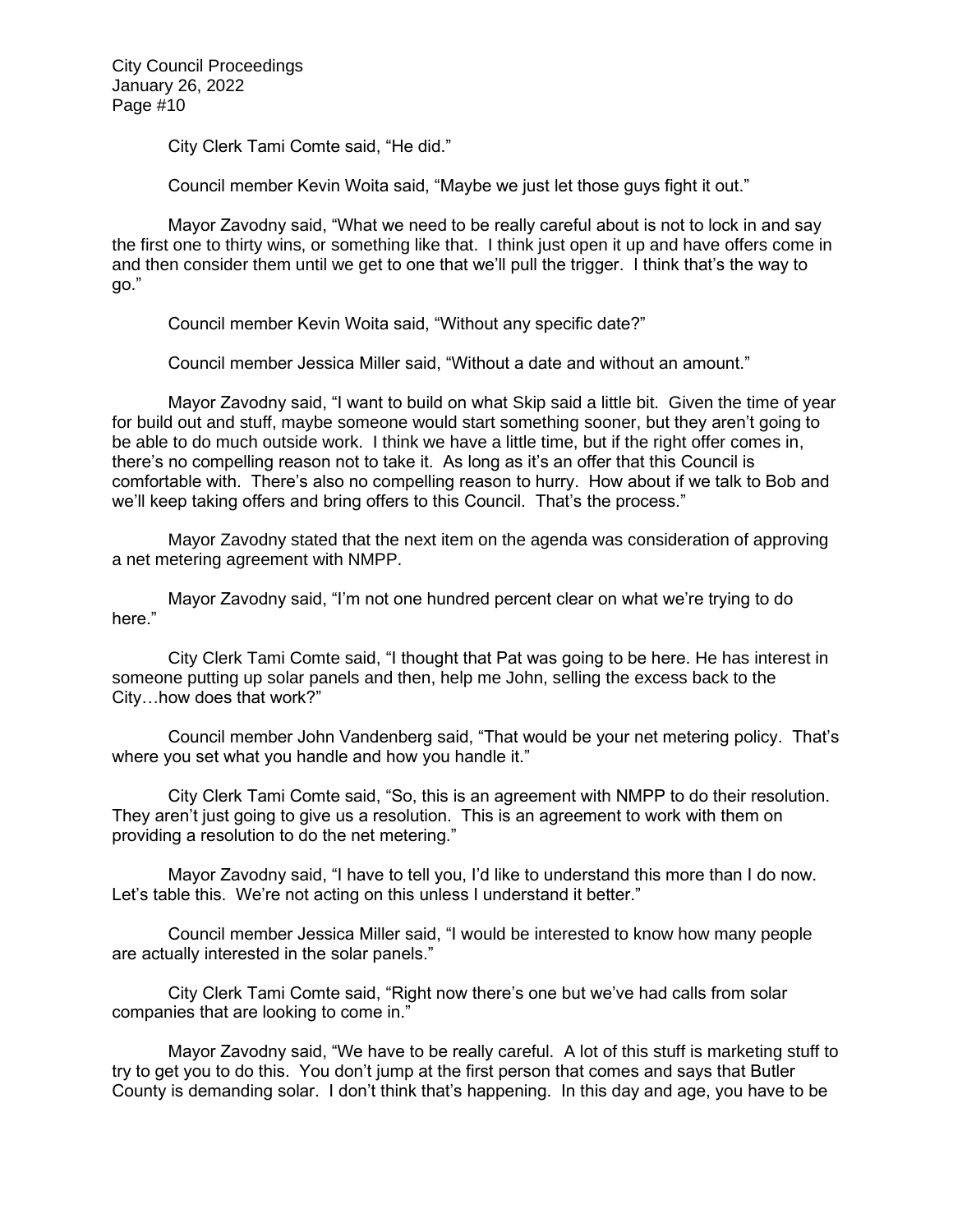City Clerk Tami Comte said, "He did."

Council member Kevin Woita said, "Maybe we just let those guys fight it out."

Mayor Zavodny said, "What we need to be really careful about is not to lock in and say the first one to thirty wins, or something like that. I think just open it up and have offers come in and then consider them until we get to one that we'll pull the trigger. I think that's the way to go."

Council member Kevin Woita said, "Without any specific date?"

Council member Jessica Miller said, "Without a date and without an amount."

Mayor Zavodny said, "I want to build on what Skip said a little bit. Given the time of year for build out and stuff, maybe someone would start something sooner, but they aren't going to be able to do much outside work. I think we have a little time, but if the right offer comes in, there's no compelling reason not to take it. As long as it's an offer that this Council is comfortable with. There's also no compelling reason to hurry. How about if we talk to Bob and we'll keep taking offers and bring offers to this Council. That's the process."

Mayor Zavodny stated that the next item on the agenda was consideration of approving a net metering agreement with NMPP.

Mayor Zavodny said, "I'm not one hundred percent clear on what we're trying to do here."

City Clerk Tami Comte said, "I thought that Pat was going to be here. He has interest in someone putting up solar panels and then, help me John, selling the excess back to the City…how does that work?"

Council member John Vandenberg said, "That would be your net metering policy. That's where you set what you handle and how you handle it."

City Clerk Tami Comte said, "So, this is an agreement with NMPP to do their resolution. They aren't just going to give us a resolution. This is an agreement to work with them on providing a resolution to do the net metering."

Mayor Zavodny said, "I have to tell you, I'd like to understand this more than I do now. Let's table this. We're not acting on this unless I understand it better."

Council member Jessica Miller said, "I would be interested to know how many people are actually interested in the solar panels."

City Clerk Tami Comte said, "Right now there's one but we've had calls from solar companies that are looking to come in."

Mayor Zavodny said, "We have to be really careful. A lot of this stuff is marketing stuff to try to get you to do this. You don't jump at the first person that comes and says that Butler County is demanding solar. I don't think that's happening. In this day and age, you have to be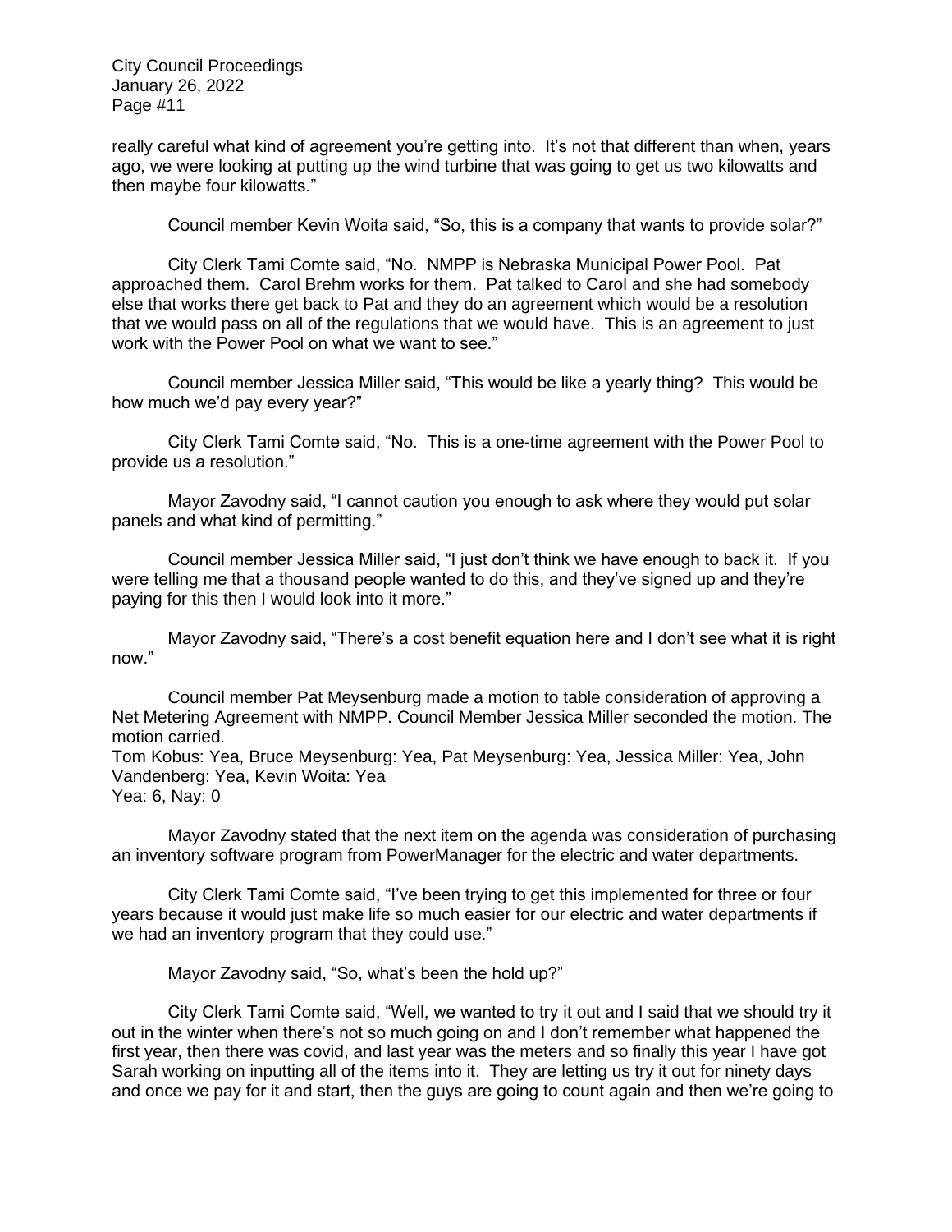really careful what kind of agreement you're getting into. It's not that different than when, years ago, we were looking at putting up the wind turbine that was going to get us two kilowatts and then maybe four kilowatts."

Council member Kevin Woita said, "So, this is a company that wants to provide solar?"

City Clerk Tami Comte said, "No. NMPP is Nebraska Municipal Power Pool. Pat approached them. Carol Brehm works for them. Pat talked to Carol and she had somebody else that works there get back to Pat and they do an agreement which would be a resolution that we would pass on all of the regulations that we would have. This is an agreement to just work with the Power Pool on what we want to see."

Council member Jessica Miller said, "This would be like a yearly thing? This would be how much we'd pay every year?"

City Clerk Tami Comte said, "No. This is a one-time agreement with the Power Pool to provide us a resolution."

Mayor Zavodny said, "I cannot caution you enough to ask where they would put solar panels and what kind of permitting."

Council member Jessica Miller said, "I just don't think we have enough to back it. If you were telling me that a thousand people wanted to do this, and they've signed up and they're paying for this then I would look into it more."

Mayor Zavodny said, "There's a cost benefit equation here and I don't see what it is right now."

Council member Pat Meysenburg made a motion to table consideration of approving a Net Metering Agreement with NMPP. Council Member Jessica Miller seconded the motion. The motion carried.
Tom Kobus: Yea, Bruce Meysenburg: Yea, Pat Meysenburg: Yea, Jessica Miller: Yea, John Vandenberg: Yea, Kevin Woita: Yea
Yea: 6, Nay: 0

Mayor Zavodny stated that the next item on the agenda was consideration of purchasing an inventory software program from PowerManager for the electric and water departments.

City Clerk Tami Comte said, "I've been trying to get this implemented for three or four years because it would just make life so much easier for our electric and water departments if we had an inventory program that they could use."

Mayor Zavodny said, "So, what's been the hold up?"

City Clerk Tami Comte said, "Well, we wanted to try it out and I said that we should try it out in the winter when there's not so much going on and I don't remember what happened the first year, then there was covid, and last year was the meters and so finally this year I have got Sarah working on inputting all of the items into it. They are letting us try it out for ninety days and once we pay for it and start, then the guys are going to count again and then we're going to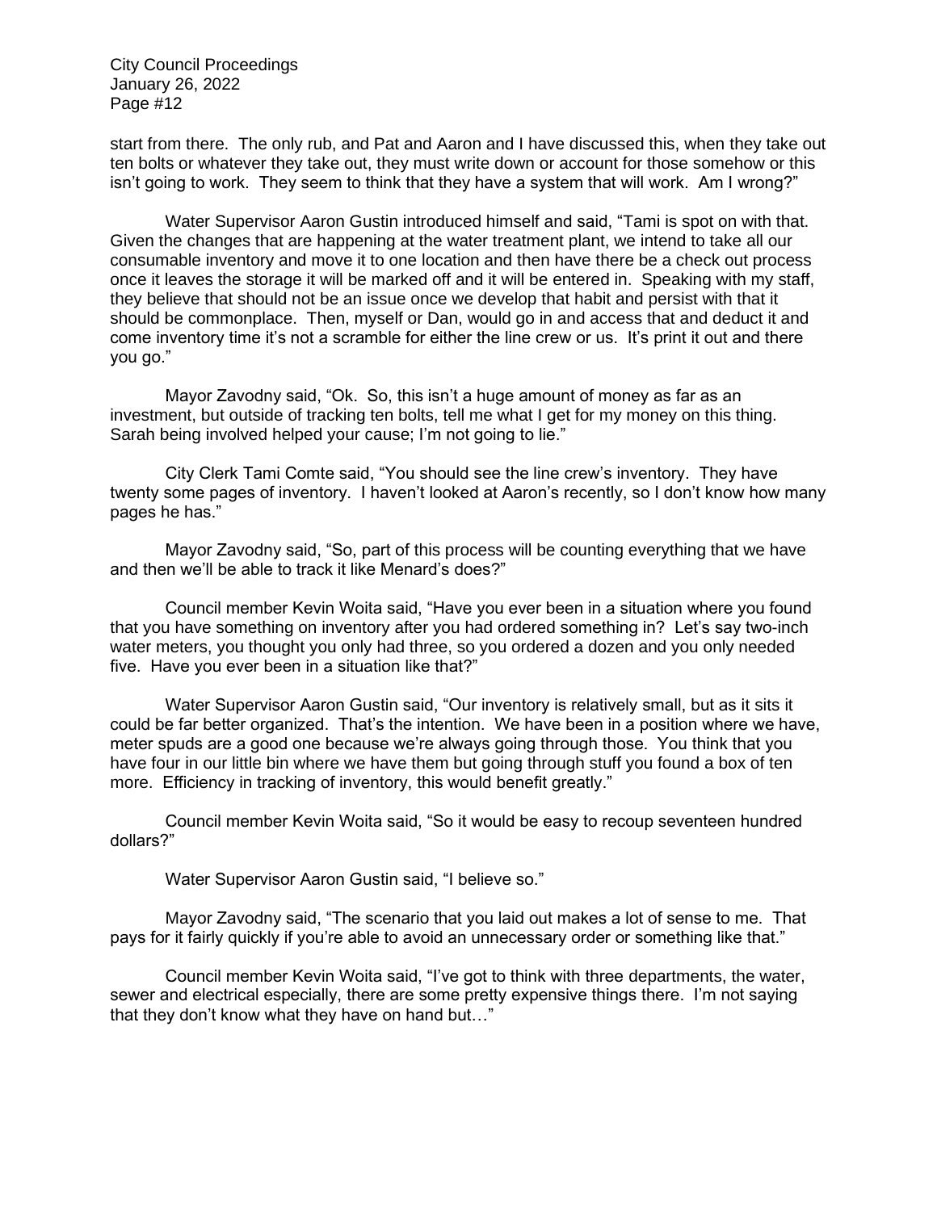start from there. The only rub, and Pat and Aaron and I have discussed this, when they take out ten bolts or whatever they take out, they must write down or account for those somehow or this isn't going to work. They seem to think that they have a system that will work. Am I wrong?"

Water Supervisor Aaron Gustin introduced himself and said, "Tami is spot on with that. Given the changes that are happening at the water treatment plant, we intend to take all our consumable inventory and move it to one location and then have there be a check out process once it leaves the storage it will be marked off and it will be entered in. Speaking with my staff, they believe that should not be an issue once we develop that habit and persist with that it should be commonplace. Then, myself or Dan, would go in and access that and deduct it and come inventory time it's not a scramble for either the line crew or us. It's print it out and there you go."

Mayor Zavodny said, "Ok. So, this isn't a huge amount of money as far as an investment, but outside of tracking ten bolts, tell me what I get for my money on this thing. Sarah being involved helped your cause; I'm not going to lie."

City Clerk Tami Comte said, "You should see the line crew's inventory. They have twenty some pages of inventory. I haven't looked at Aaron's recently, so I don't know how many pages he has."

Mayor Zavodny said, "So, part of this process will be counting everything that we have and then we'll be able to track it like Menard's does?"

Council member Kevin Woita said, "Have you ever been in a situation where you found that you have something on inventory after you had ordered something in? Let's say two-inch water meters, you thought you only had three, so you ordered a dozen and you only needed five. Have you ever been in a situation like that?"

Water Supervisor Aaron Gustin said, "Our inventory is relatively small, but as it sits it could be far better organized. That's the intention. We have been in a position where we have, meter spuds are a good one because we're always going through those. You think that you have four in our little bin where we have them but going through stuff you found a box of ten more. Efficiency in tracking of inventory, this would benefit greatly."

Council member Kevin Woita said, "So it would be easy to recoup seventeen hundred dollars?"

Water Supervisor Aaron Gustin said, "I believe so."

Mayor Zavodny said, "The scenario that you laid out makes a lot of sense to me. That pays for it fairly quickly if you're able to avoid an unnecessary order or something like that."

Council member Kevin Woita said, "I've got to think with three departments, the water, sewer and electrical especially, there are some pretty expensive things there. I'm not saying that they don't know what they have on hand but…"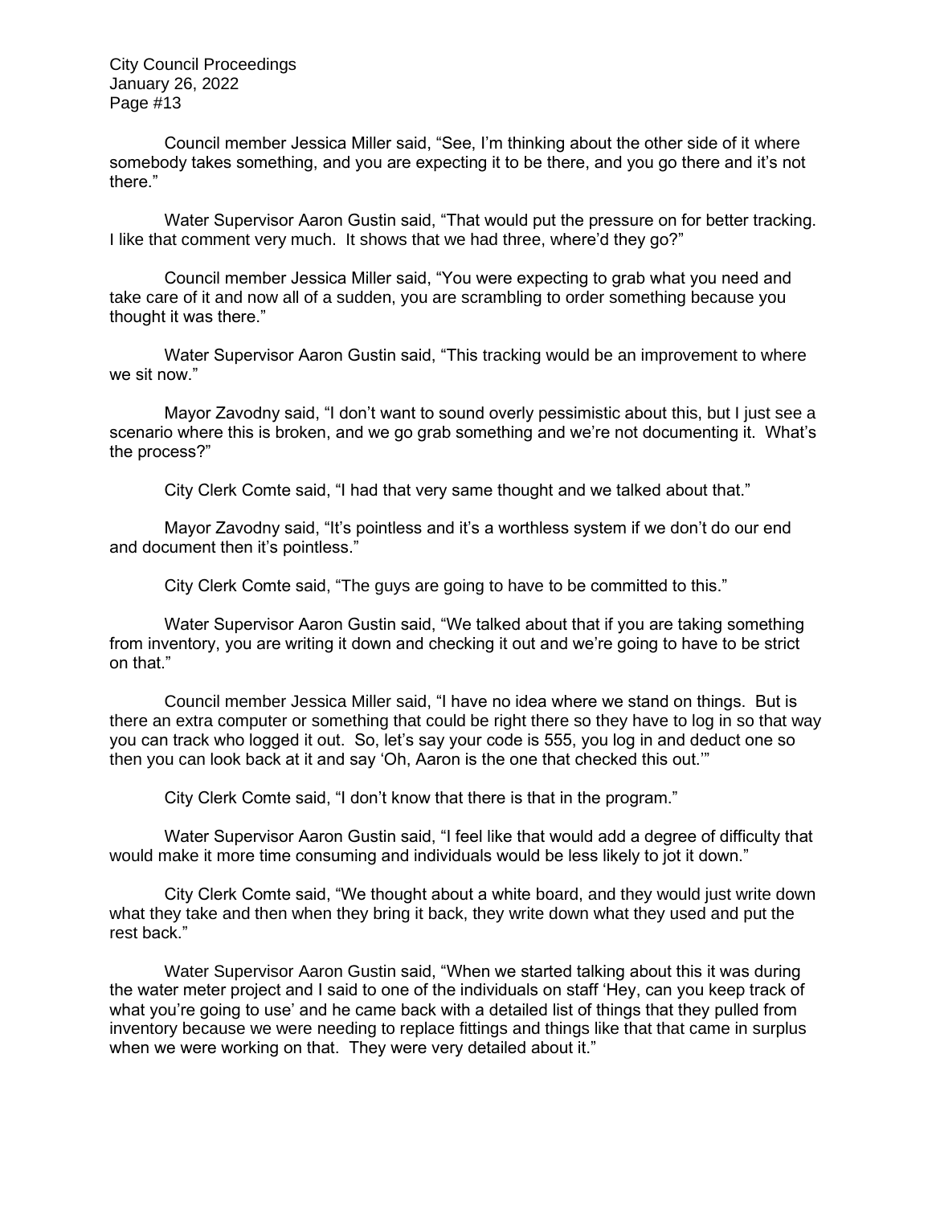Council member Jessica Miller said, "See, I'm thinking about the other side of it where somebody takes something, and you are expecting it to be there, and you go there and it's not there."

Water Supervisor Aaron Gustin said, "That would put the pressure on for better tracking. I like that comment very much. It shows that we had three, where'd they go?"

Council member Jessica Miller said, "You were expecting to grab what you need and take care of it and now all of a sudden, you are scrambling to order something because you thought it was there."

Water Supervisor Aaron Gustin said, "This tracking would be an improvement to where we sit now."

Mayor Zavodny said, "I don't want to sound overly pessimistic about this, but I just see a scenario where this is broken, and we go grab something and we're not documenting it. What's the process?"

City Clerk Comte said, "I had that very same thought and we talked about that."

Mayor Zavodny said, "It's pointless and it's a worthless system if we don't do our end and document then it's pointless."

City Clerk Comte said, "The guys are going to have to be committed to this."

Water Supervisor Aaron Gustin said, "We talked about that if you are taking something from inventory, you are writing it down and checking it out and we're going to have to be strict on that."

Council member Jessica Miller said, "I have no idea where we stand on things. But is there an extra computer or something that could be right there so they have to log in so that way you can track who logged it out. So, let's say your code is 555, you log in and deduct one so then you can look back at it and say 'Oh, Aaron is the one that checked this out.'"

City Clerk Comte said, "I don't know that there is that in the program."

Water Supervisor Aaron Gustin said, "I feel like that would add a degree of difficulty that would make it more time consuming and individuals would be less likely to jot it down."

City Clerk Comte said, "We thought about a white board, and they would just write down what they take and then when they bring it back, they write down what they used and put the rest back."

Water Supervisor Aaron Gustin said, "When we started talking about this it was during the water meter project and I said to one of the individuals on staff 'Hey, can you keep track of what you're going to use' and he came back with a detailed list of things that they pulled from inventory because we were needing to replace fittings and things like that that came in surplus when we were working on that. They were very detailed about it."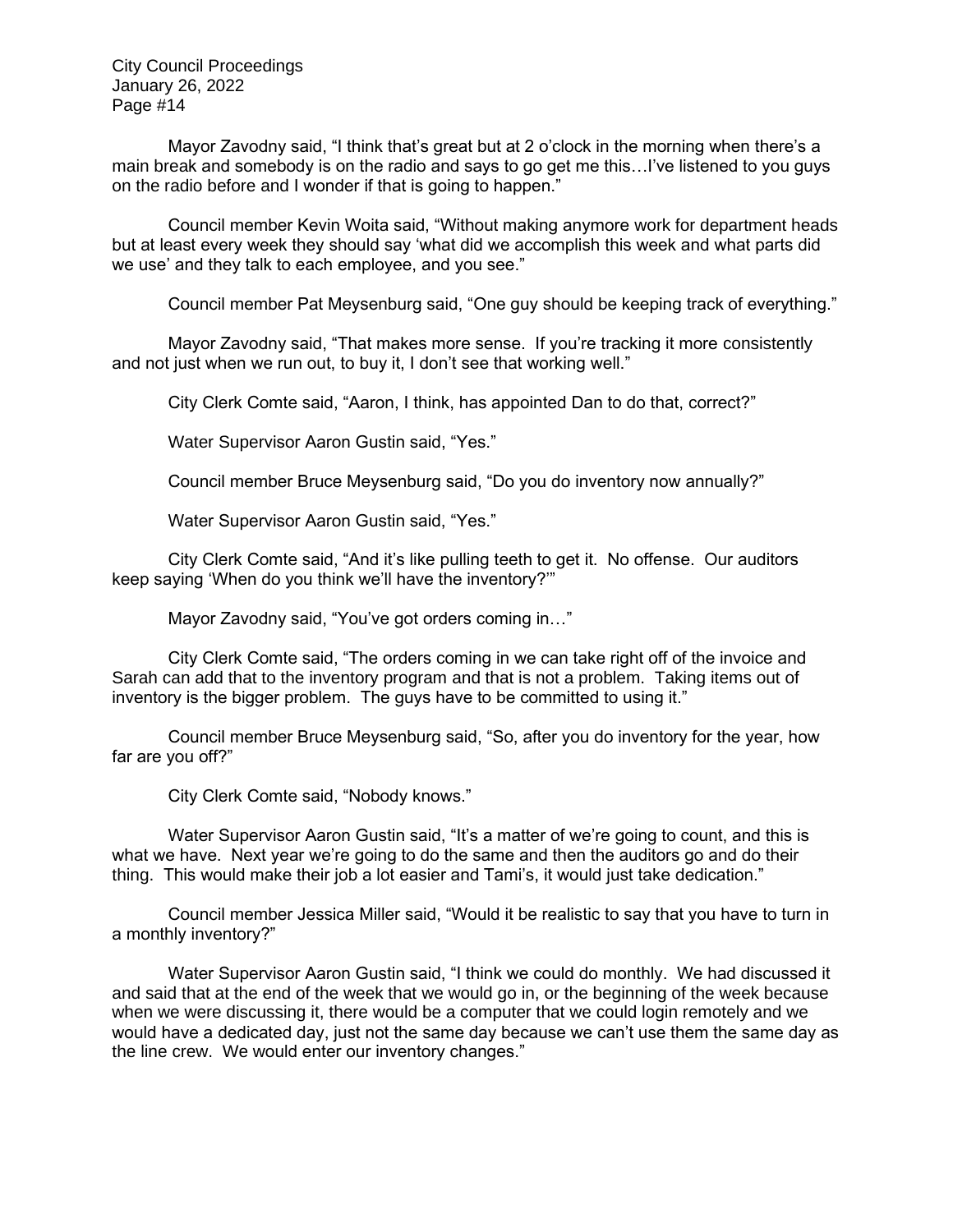Mayor Zavodny said, "I think that's great but at 2 o'clock in the morning when there's a main break and somebody is on the radio and says to go get me this…I've listened to you guys on the radio before and I wonder if that is going to happen."

Council member Kevin Woita said, "Without making anymore work for department heads but at least every week they should say 'what did we accomplish this week and what parts did we use' and they talk to each employee, and you see."

Council member Pat Meysenburg said, "One guy should be keeping track of everything."

Mayor Zavodny said, "That makes more sense. If you're tracking it more consistently and not just when we run out, to buy it, I don't see that working well."

City Clerk Comte said, "Aaron, I think, has appointed Dan to do that, correct?"

Water Supervisor Aaron Gustin said, "Yes."

Council member Bruce Meysenburg said, "Do you do inventory now annually?"

Water Supervisor Aaron Gustin said, "Yes."

City Clerk Comte said, "And it's like pulling teeth to get it. No offense. Our auditors keep saying 'When do you think we'll have the inventory?'"

Mayor Zavodny said, "You've got orders coming in…"

City Clerk Comte said, "The orders coming in we can take right off of the invoice and Sarah can add that to the inventory program and that is not a problem. Taking items out of inventory is the bigger problem. The guys have to be committed to using it."

Council member Bruce Meysenburg said, "So, after you do inventory for the year, how far are you off?"

City Clerk Comte said, "Nobody knows."

Water Supervisor Aaron Gustin said, "It's a matter of we're going to count, and this is what we have. Next year we're going to do the same and then the auditors go and do their thing. This would make their job a lot easier and Tami's, it would just take dedication."

Council member Jessica Miller said, "Would it be realistic to say that you have to turn in a monthly inventory?"

Water Supervisor Aaron Gustin said, "I think we could do monthly. We had discussed it and said that at the end of the week that we would go in, or the beginning of the week because when we were discussing it, there would be a computer that we could login remotely and we would have a dedicated day, just not the same day because we can't use them the same day as the line crew. We would enter our inventory changes."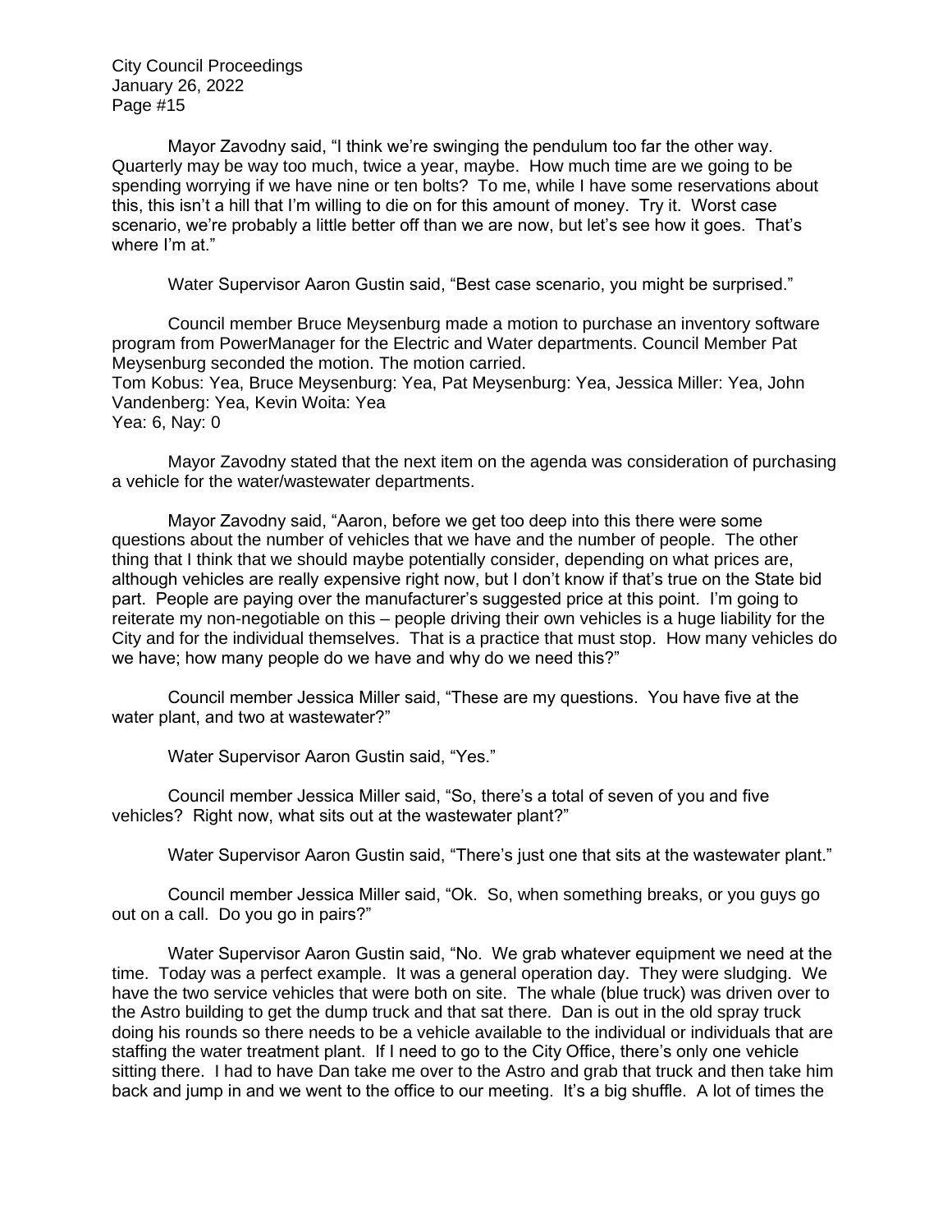Mayor Zavodny said, “I think we’re swinging the pendulum too far the other way. Quarterly may be way too much, twice a year, maybe. How much time are we going to be spending worrying if we have nine or ten bolts? To me, while I have some reservations about this, this isn’t a hill that I’m willing to die on for this amount of money. Try it. Worst case scenario, we’re probably a little better off than we are now, but let’s see how it goes. That’s where I’m at.”

Water Supervisor Aaron Gustin said, “Best case scenario, you might be surprised.”

Council member Bruce Meysenburg made a motion to purchase an inventory software program from PowerManager for the Electric and Water departments. Council Member Pat Meysenburg seconded the motion. The motion carried.
Tom Kobus: Yea, Bruce Meysenburg: Yea, Pat Meysenburg: Yea, Jessica Miller: Yea, John Vandenberg: Yea, Kevin Woita: Yea
Yea: 6, Nay: 0

Mayor Zavodny stated that the next item on the agenda was consideration of purchasing a vehicle for the water/wastewater departments.

Mayor Zavodny said, “Aaron, before we get too deep into this there were some questions about the number of vehicles that we have and the number of people. The other thing that I think that we should maybe potentially consider, depending on what prices are, although vehicles are really expensive right now, but I don’t know if that’s true on the State bid part. People are paying over the manufacturer’s suggested price at this point. I’m going to reiterate my non-negotiable on this – people driving their own vehicles is a huge liability for the City and for the individual themselves. That is a practice that must stop. How many vehicles do we have; how many people do we have and why do we need this?”

Council member Jessica Miller said, “These are my questions. You have five at the water plant, and two at wastewater?”

Water Supervisor Aaron Gustin said, “Yes.”

Council member Jessica Miller said, “So, there’s a total of seven of you and five vehicles? Right now, what sits out at the wastewater plant?”

Water Supervisor Aaron Gustin said, “There’s just one that sits at the wastewater plant.”

Council member Jessica Miller said, “Ok. So, when something breaks, or you guys go out on a call. Do you go in pairs?”

Water Supervisor Aaron Gustin said, “No. We grab whatever equipment we need at the time. Today was a perfect example. It was a general operation day. They were sludging. We have the two service vehicles that were both on site. The whale (blue truck) was driven over to the Astro building to get the dump truck and that sat there. Dan is out in the old spray truck doing his rounds so there needs to be a vehicle available to the individual or individuals that are staffing the water treatment plant. If I need to go to the City Office, there’s only one vehicle sitting there. I had to have Dan take me over to the Astro and grab that truck and then take him back and jump in and we went to the office to our meeting. It’s a big shuffle. A lot of times the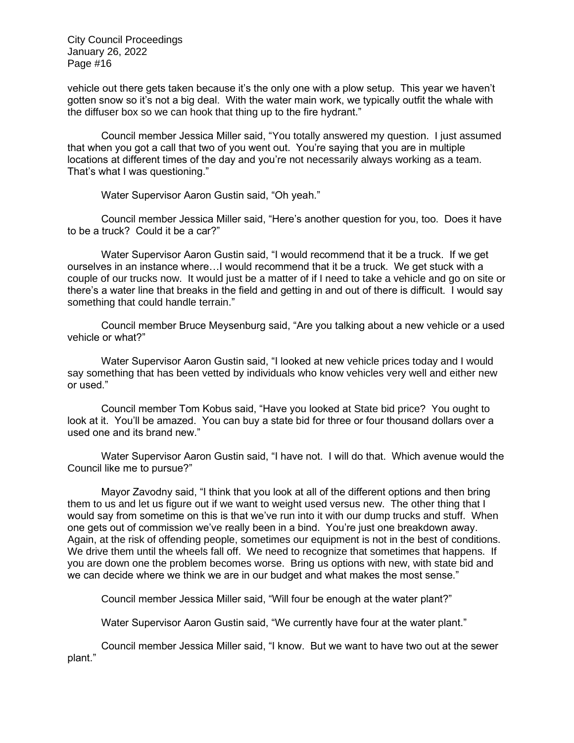vehicle out there gets taken because it's the only one with a plow setup. This year we haven't gotten snow so it's not a big deal. With the water main work, we typically outfit the whale with the diffuser box so we can hook that thing up to the fire hydrant."

Council member Jessica Miller said, "You totally answered my question. I just assumed that when you got a call that two of you went out. You're saying that you are in multiple locations at different times of the day and you're not necessarily always working as a team. That's what I was questioning."

Water Supervisor Aaron Gustin said, "Oh yeah."

Council member Jessica Miller said, "Here's another question for you, too. Does it have to be a truck? Could it be a car?"

Water Supervisor Aaron Gustin said, "I would recommend that it be a truck. If we get ourselves in an instance where…I would recommend that it be a truck. We get stuck with a couple of our trucks now. It would just be a matter of if I need to take a vehicle and go on site or there's a water line that breaks in the field and getting in and out of there is difficult. I would say something that could handle terrain."

Council member Bruce Meysenburg said, "Are you talking about a new vehicle or a used vehicle or what?"

Water Supervisor Aaron Gustin said, "I looked at new vehicle prices today and I would say something that has been vetted by individuals who know vehicles very well and either new or used."

Council member Tom Kobus said, "Have you looked at State bid price? You ought to look at it. You'll be amazed. You can buy a state bid for three or four thousand dollars over a used one and its brand new."

Water Supervisor Aaron Gustin said, "I have not. I will do that. Which avenue would the Council like me to pursue?"

Mayor Zavodny said, "I think that you look at all of the different options and then bring them to us and let us figure out if we want to weight used versus new. The other thing that I would say from sometime on this is that we've run into it with our dump trucks and stuff. When one gets out of commission we've really been in a bind. You're just one breakdown away. Again, at the risk of offending people, sometimes our equipment is not in the best of conditions. We drive them until the wheels fall off. We need to recognize that sometimes that happens. If you are down one the problem becomes worse. Bring us options with new, with state bid and we can decide where we think we are in our budget and what makes the most sense."

Council member Jessica Miller said, "Will four be enough at the water plant?"

Water Supervisor Aaron Gustin said, "We currently have four at the water plant."

Council member Jessica Miller said, "I know. But we want to have two out at the sewer plant."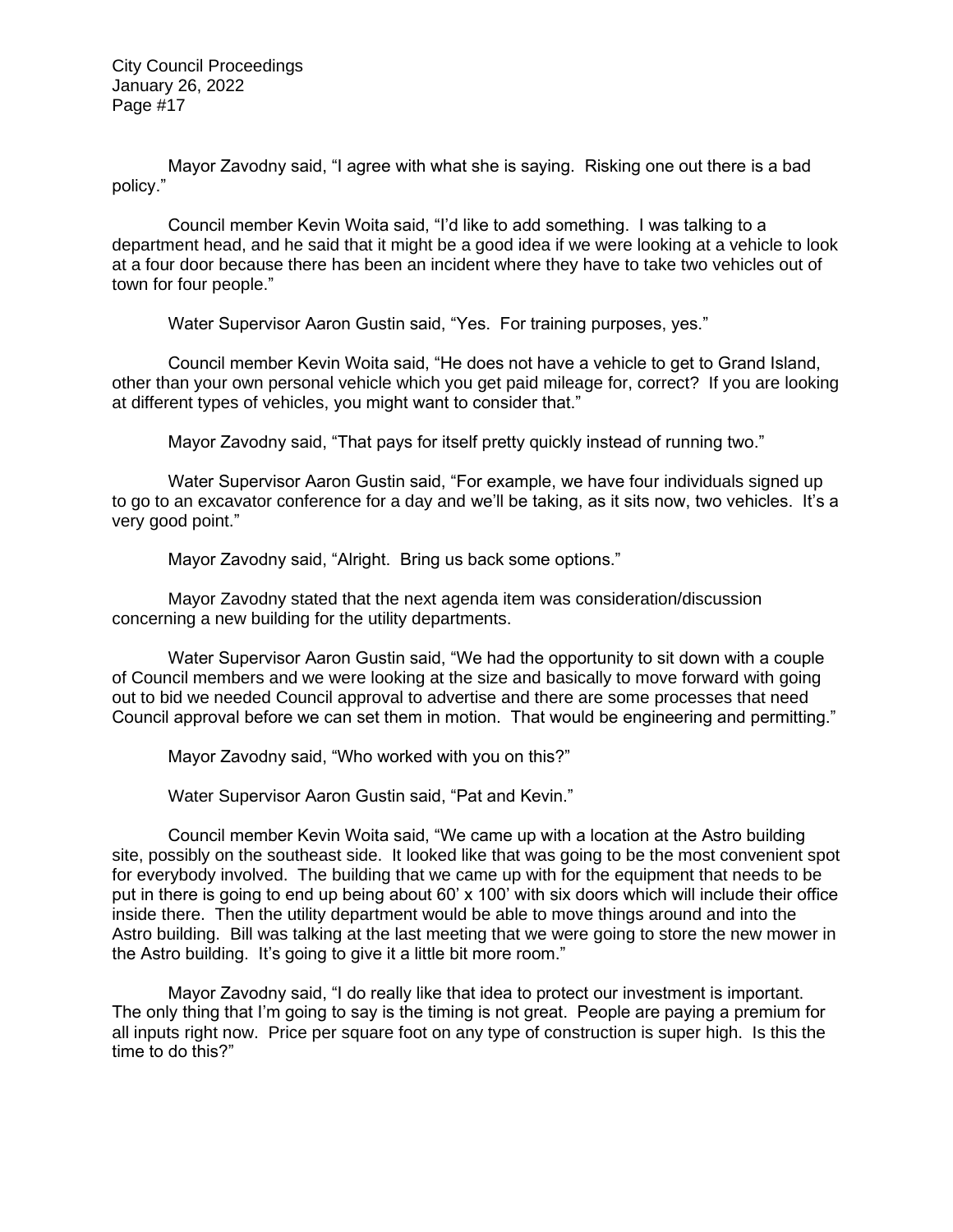Mayor Zavodny said, "I agree with what she is saying. Risking one out there is a bad policy."

Council member Kevin Woita said, "I'd like to add something. I was talking to a department head, and he said that it might be a good idea if we were looking at a vehicle to look at a four door because there has been an incident where they have to take two vehicles out of town for four people."

Water Supervisor Aaron Gustin said, "Yes. For training purposes, yes."

Council member Kevin Woita said, "He does not have a vehicle to get to Grand Island, other than your own personal vehicle which you get paid mileage for, correct? If you are looking at different types of vehicles, you might want to consider that."

Mayor Zavodny said, "That pays for itself pretty quickly instead of running two."

Water Supervisor Aaron Gustin said, "For example, we have four individuals signed up to go to an excavator conference for a day and we'll be taking, as it sits now, two vehicles. It's a very good point."

Mayor Zavodny said, "Alright. Bring us back some options."

Mayor Zavodny stated that the next agenda item was consideration/discussion concerning a new building for the utility departments.

Water Supervisor Aaron Gustin said, "We had the opportunity to sit down with a couple of Council members and we were looking at the size and basically to move forward with going out to bid we needed Council approval to advertise and there are some processes that need Council approval before we can set them in motion. That would be engineering and permitting."

Mayor Zavodny said, "Who worked with you on this?"

Water Supervisor Aaron Gustin said, "Pat and Kevin."

Council member Kevin Woita said, "We came up with a location at the Astro building site, possibly on the southeast side. It looked like that was going to be the most convenient spot for everybody involved. The building that we came up with for the equipment that needs to be put in there is going to end up being about 60' x 100' with six doors which will include their office inside there. Then the utility department would be able to move things around and into the Astro building. Bill was talking at the last meeting that we were going to store the new mower in the Astro building. It's going to give it a little bit more room."

Mayor Zavodny said, "I do really like that idea to protect our investment is important. The only thing that I'm going to say is the timing is not great. People are paying a premium for all inputs right now. Price per square foot on any type of construction is super high. Is this the time to do this?"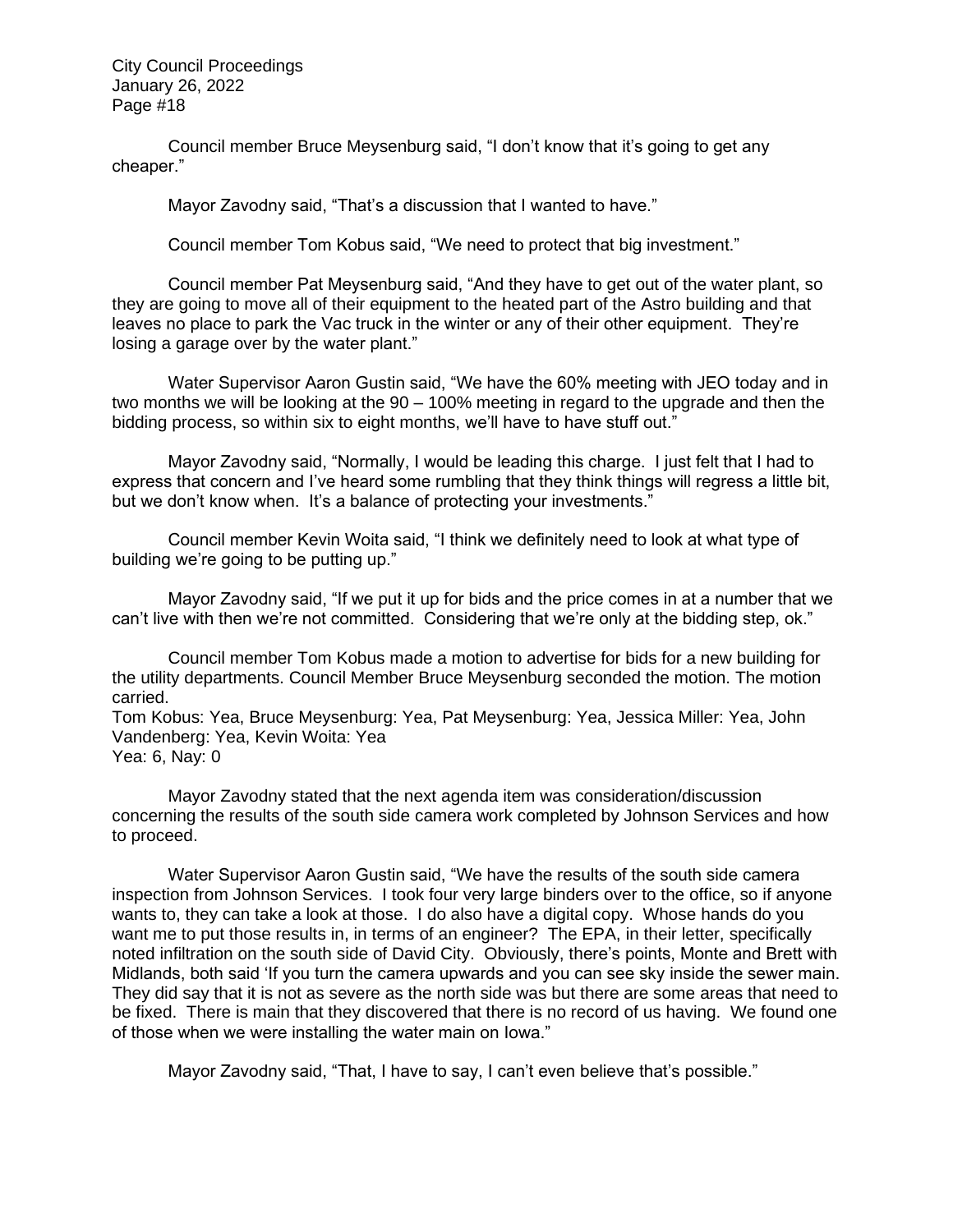Council member Bruce Meysenburg said, "I don't know that it's going to get any cheaper."

Mayor Zavodny said, "That's a discussion that I wanted to have."

Council member Tom Kobus said, "We need to protect that big investment."

Council member Pat Meysenburg said, "And they have to get out of the water plant, so they are going to move all of their equipment to the heated part of the Astro building and that leaves no place to park the Vac truck in the winter or any of their other equipment. They're losing a garage over by the water plant."

Water Supervisor Aaron Gustin said, "We have the 60% meeting with JEO today and in two months we will be looking at the 90 – 100% meeting in regard to the upgrade and then the bidding process, so within six to eight months, we'll have to have stuff out."

Mayor Zavodny said, "Normally, I would be leading this charge. I just felt that I had to express that concern and I've heard some rumbling that they think things will regress a little bit, but we don't know when. It's a balance of protecting your investments."

Council member Kevin Woita said, "I think we definitely need to look at what type of building we're going to be putting up."

Mayor Zavodny said, "If we put it up for bids and the price comes in at a number that we can't live with then we're not committed. Considering that we're only at the bidding step, ok."

Council member Tom Kobus made a motion to advertise for bids for a new building for the utility departments. Council Member Bruce Meysenburg seconded the motion. The motion carried.
Tom Kobus: Yea, Bruce Meysenburg: Yea, Pat Meysenburg: Yea, Jessica Miller: Yea, John Vandenberg: Yea, Kevin Woita: Yea
Yea: 6, Nay: 0

Mayor Zavodny stated that the next agenda item was consideration/discussion concerning the results of the south side camera work completed by Johnson Services and how to proceed.

Water Supervisor Aaron Gustin said, "We have the results of the south side camera inspection from Johnson Services. I took four very large binders over to the office, so if anyone wants to, they can take a look at those. I do also have a digital copy. Whose hands do you want me to put those results in, in terms of an engineer? The EPA, in their letter, specifically noted infiltration on the south side of David City. Obviously, there's points, Monte and Brett with Midlands, both said 'If you turn the camera upwards and you can see sky inside the sewer main. They did say that it is not as severe as the north side was but there are some areas that need to be fixed. There is main that they discovered that there is no record of us having. We found one of those when we were installing the water main on Iowa."

Mayor Zavodny said, "That, I have to say, I can't even believe that's possible."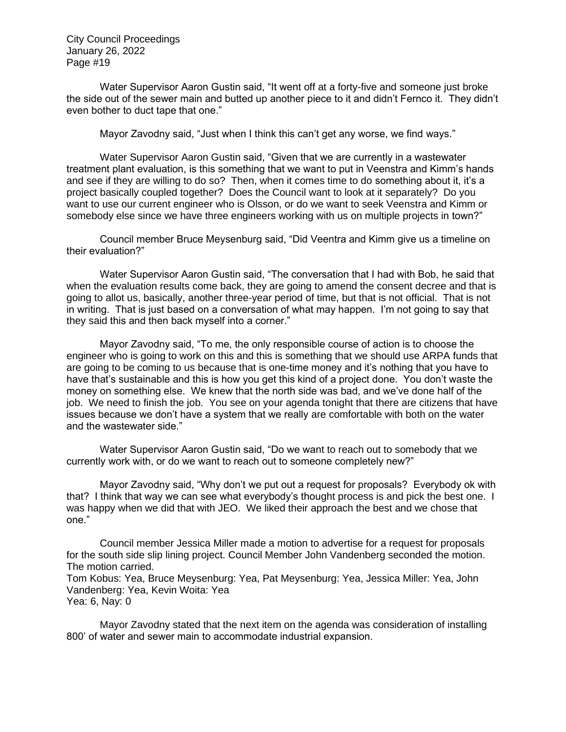Water Supervisor Aaron Gustin said, "It went off at a forty-five and someone just broke the side out of the sewer main and butted up another piece to it and didn't Fernco it. They didn't even bother to duct tape that one."

Mayor Zavodny said, "Just when I think this can't get any worse, we find ways."

Water Supervisor Aaron Gustin said, "Given that we are currently in a wastewater treatment plant evaluation, is this something that we want to put in Veenstra and Kimm's hands and see if they are willing to do so? Then, when it comes time to do something about it, it's a project basically coupled together? Does the Council want to look at it separately? Do you want to use our current engineer who is Olsson, or do we want to seek Veenstra and Kimm or somebody else since we have three engineers working with us on multiple projects in town?"

Council member Bruce Meysenburg said, "Did Veentra and Kimm give us a timeline on their evaluation?"

Water Supervisor Aaron Gustin said, "The conversation that I had with Bob, he said that when the evaluation results come back, they are going to amend the consent decree and that is going to allot us, basically, another three-year period of time, but that is not official. That is not in writing. That is just based on a conversation of what may happen. I'm not going to say that they said this and then back myself into a corner."

Mayor Zavodny said, "To me, the only responsible course of action is to choose the engineer who is going to work on this and this is something that we should use ARPA funds that are going to be coming to us because that is one-time money and it's nothing that you have to have that's sustainable and this is how you get this kind of a project done. You don't waste the money on something else. We knew that the north side was bad, and we've done half of the job. We need to finish the job. You see on your agenda tonight that there are citizens that have issues because we don't have a system that we really are comfortable with both on the water and the wastewater side."

Water Supervisor Aaron Gustin said, "Do we want to reach out to somebody that we currently work with, or do we want to reach out to someone completely new?"

Mayor Zavodny said, "Why don't we put out a request for proposals? Everybody ok with that? I think that way we can see what everybody's thought process is and pick the best one. I was happy when we did that with JEO. We liked their approach the best and we chose that one."

Council member Jessica Miller made a motion to advertise for a request for proposals for the south side slip lining project. Council Member John Vandenberg seconded the motion. The motion carried.
Tom Kobus: Yea, Bruce Meysenburg: Yea, Pat Meysenburg: Yea, Jessica Miller: Yea, John Vandenberg: Yea, Kevin Woita: Yea
Yea: 6, Nay: 0

Mayor Zavodny stated that the next item on the agenda was consideration of installing 800' of water and sewer main to accommodate industrial expansion.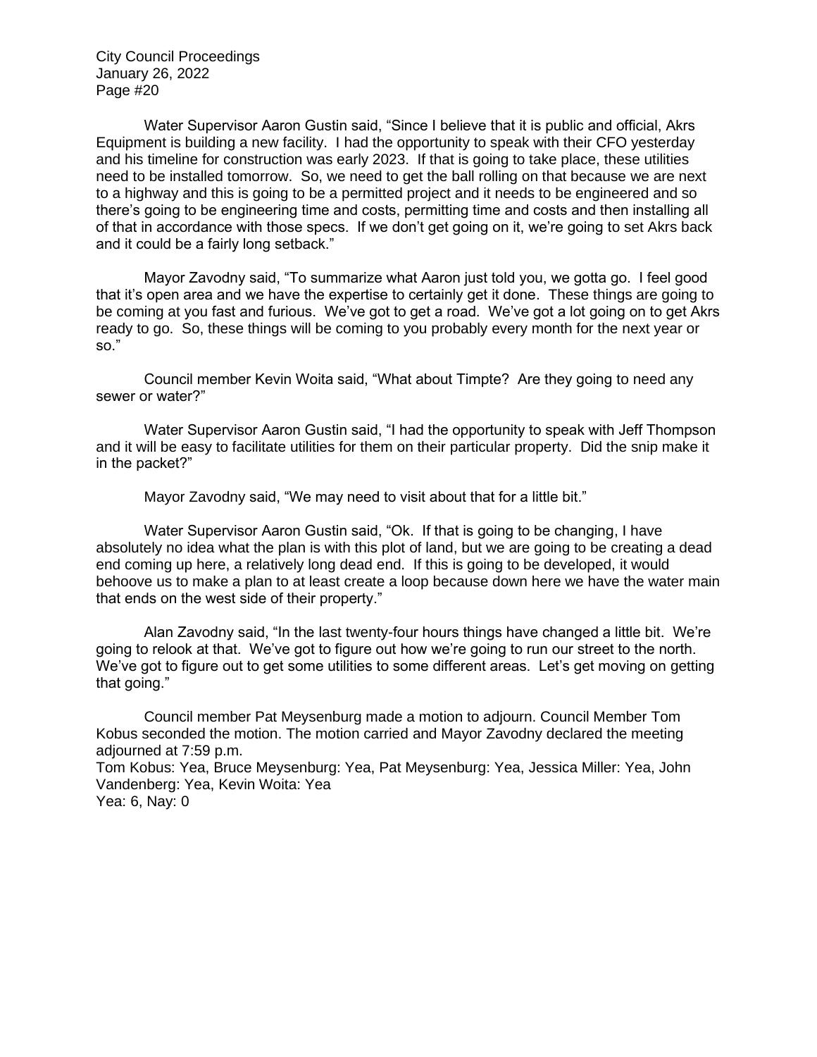Water Supervisor Aaron Gustin said, "Since I believe that it is public and official, Akrs Equipment is building a new facility. I had the opportunity to speak with their CFO yesterday and his timeline for construction was early 2023. If that is going to take place, these utilities need to be installed tomorrow. So, we need to get the ball rolling on that because we are next to a highway and this is going to be a permitted project and it needs to be engineered and so there's going to be engineering time and costs, permitting time and costs and then installing all of that in accordance with those specs. If we don't get going on it, we're going to set Akrs back and it could be a fairly long setback."

Mayor Zavodny said, "To summarize what Aaron just told you, we gotta go. I feel good that it's open area and we have the expertise to certainly get it done. These things are going to be coming at you fast and furious. We've got to get a road. We've got a lot going on to get Akrs ready to go. So, these things will be coming to you probably every month for the next year or so."

Council member Kevin Woita said, "What about Timpte? Are they going to need any sewer or water?"

Water Supervisor Aaron Gustin said, "I had the opportunity to speak with Jeff Thompson and it will be easy to facilitate utilities for them on their particular property. Did the snip make it in the packet?"

Mayor Zavodny said, "We may need to visit about that for a little bit."

Water Supervisor Aaron Gustin said, "Ok. If that is going to be changing, I have absolutely no idea what the plan is with this plot of land, but we are going to be creating a dead end coming up here, a relatively long dead end. If this is going to be developed, it would behoove us to make a plan to at least create a loop because down here we have the water main that ends on the west side of their property."

Alan Zavodny said, "In the last twenty-four hours things have changed a little bit. We're going to relook at that. We've got to figure out how we're going to run our street to the north. We've got to figure out to get some utilities to some different areas. Let's get moving on getting that going."

Council member Pat Meysenburg made a motion to adjourn. Council Member Tom Kobus seconded the motion. The motion carried and Mayor Zavodny declared the meeting adjourned at 7:59 p.m.
Tom Kobus: Yea, Bruce Meysenburg: Yea, Pat Meysenburg: Yea, Jessica Miller: Yea, John Vandenberg: Yea, Kevin Woita: Yea
Yea: 6, Nay: 0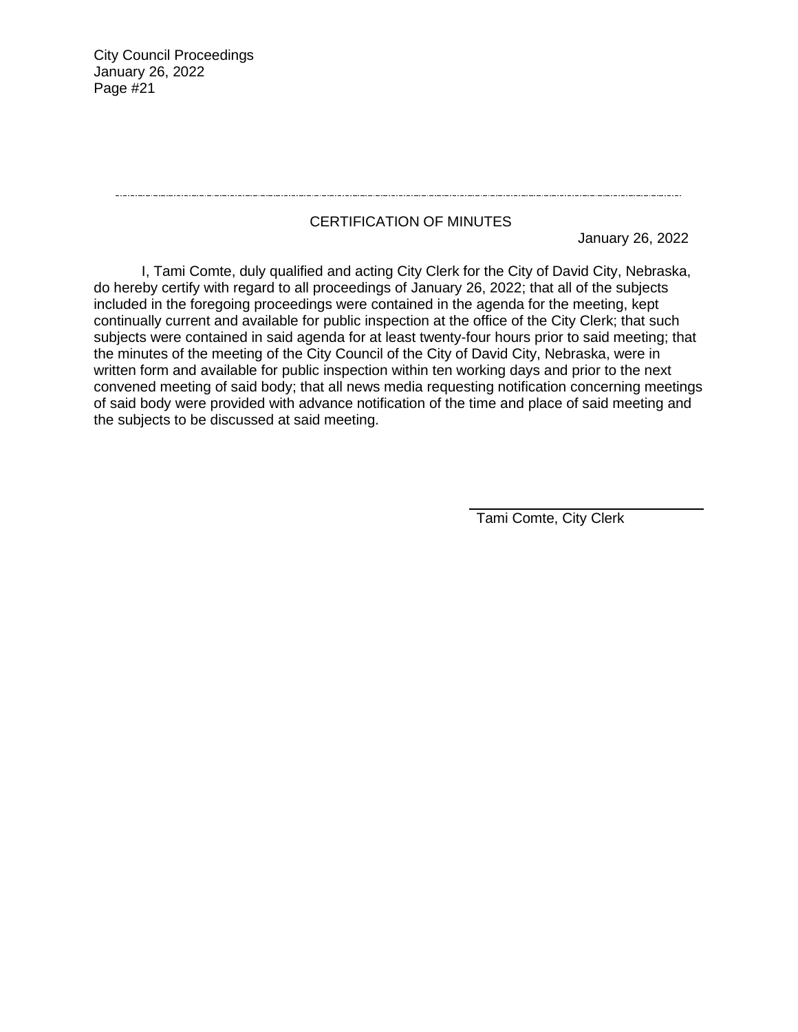---

## CERTIFICATION OF MINUTES

January 26, 2022

I, Tami Comte, duly qualified and acting City Clerk for the City of David City, Nebraska, do hereby certify with regard to all proceedings of January 26, 2022; that all of the subjects included in the foregoing proceedings were contained in the agenda for the meeting, kept continually current and available for public inspection at the office of the City Clerk; that such subjects were contained in said agenda for at least twenty-four hours prior to said meeting; that the minutes of the meeting of the City Council of the City of David City, Nebraska, were in written form and available for public inspection within ten working days and prior to the next convened meeting of said body; that all news media requesting notification concerning meetings of said body were provided with advance notification of the time and place of said meeting and the subjects to be discussed at said meeting.

Tami Comte, City Clerk